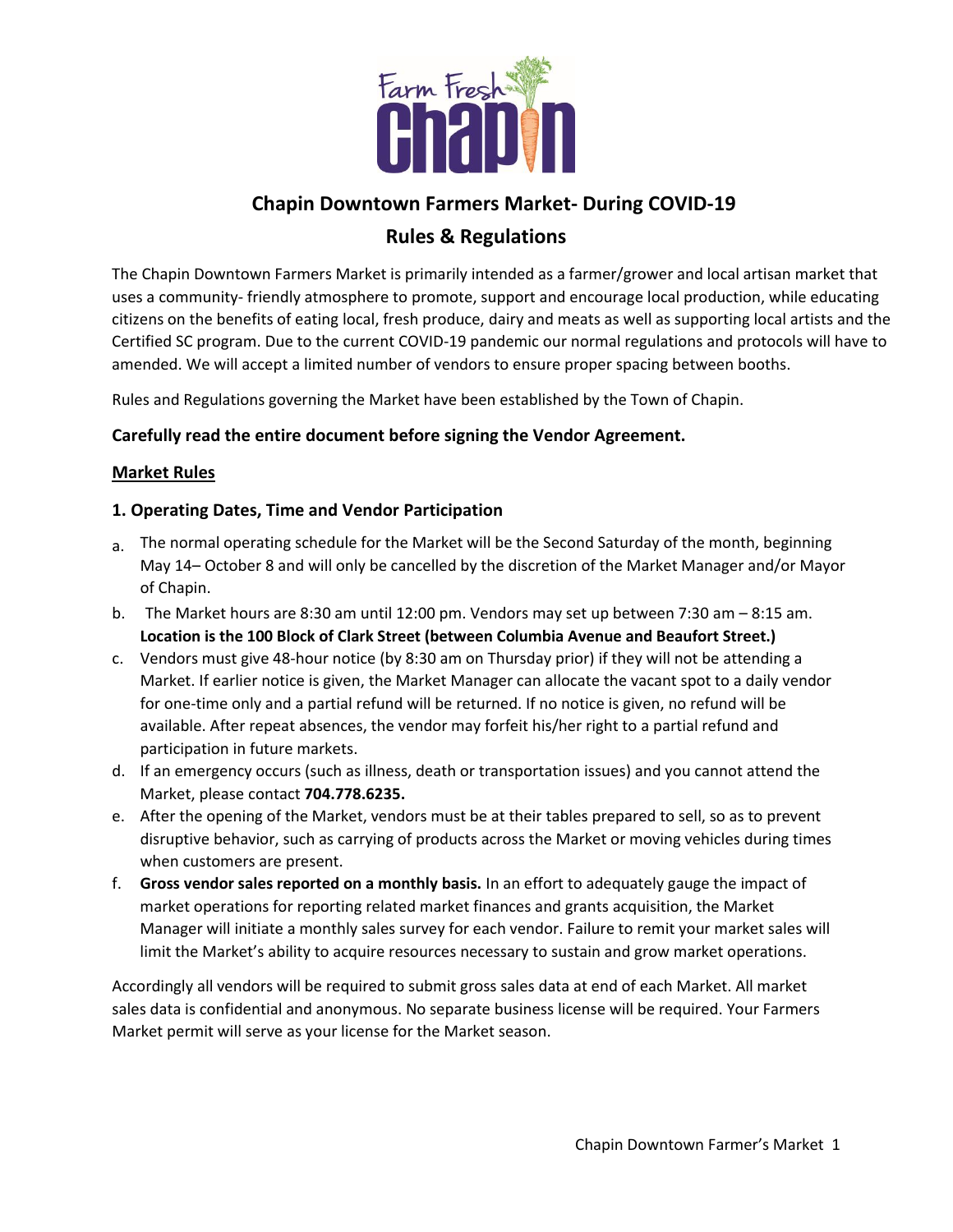# Chapin Downtown Farmers Market- During COVID-19

## Rules & Regulations

The Chapin Downtown Farmers Market is primarily intended as a farmer/grower and local artisan market that uses a community- friendly atmosphere to promote, support and encourage local production, while educating citizens on the benefits of eating local, fresh produce, dairy and meats as well as supporting local artists and the Certified SC program. Due to the current COVID-19 pandemic our normal regulations and protocols will have to amended. We will accept a limited number of vendors to ensure proper spacing between booths.

Rules and Regulations governing the Market have been established by the Town of Chapin.

**Carefully read the entire document before signing the Vendor Agreement.**

### Market Rules

### 1. Operating Dates, Time and Vendor Participation

a. The normal operating schedule for the Market will be the Second Saturday of the month, beginning May 14– October 8 and will only be cancelled by the discretion of the Market Manager and/or Mayor of Chapin.

b. The Market hours are 8:30 am until 12:00 pm. Vendors may set up between 7:30 am – 8:15 am. **Location is the 100 Block of Clark Street (between Columbia Avenue and Beaufort Street.)**

c. Vendors must give 48-hour notice (by 8:30 am on Thursday prior) if they will not be attending a Market. If earlier notice is given, the Market Manager can allocate the vacant spot to a daily vendor for one-time only and a partial refund will be returned. If no notice is given, no refund will be available. After repeat absences, the vendor may forfeit his/her right to a partial refund and participation in future markets.

d. If an emergency occurs (such as illness, death or transportation issues) and you cannot attend the Market, please contact **704.778.6235.**

e. After the opening of the Market, vendors must be at their tables prepared to sell, so as to prevent disruptive behavior, such as carrying of products across the Market or moving vehicles during times when customers are present.

f. **Gross vendor sales reported on a monthly basis.** In an effort to adequately gauge the impact of market operations for reporting related market finances and grants acquisition, the Market Manager will initiate a monthly sales survey for each vendor. Failure to remit your market sales will limit the Market's ability to acquire resources necessary to sustain and grow market operations.

Accordingly all vendors will be required to submit gross sales data at end of each Market. All market sales data is confidential and anonymous. No separate business license will be required. Your Farmers Market permit will serve as your license for the Market season.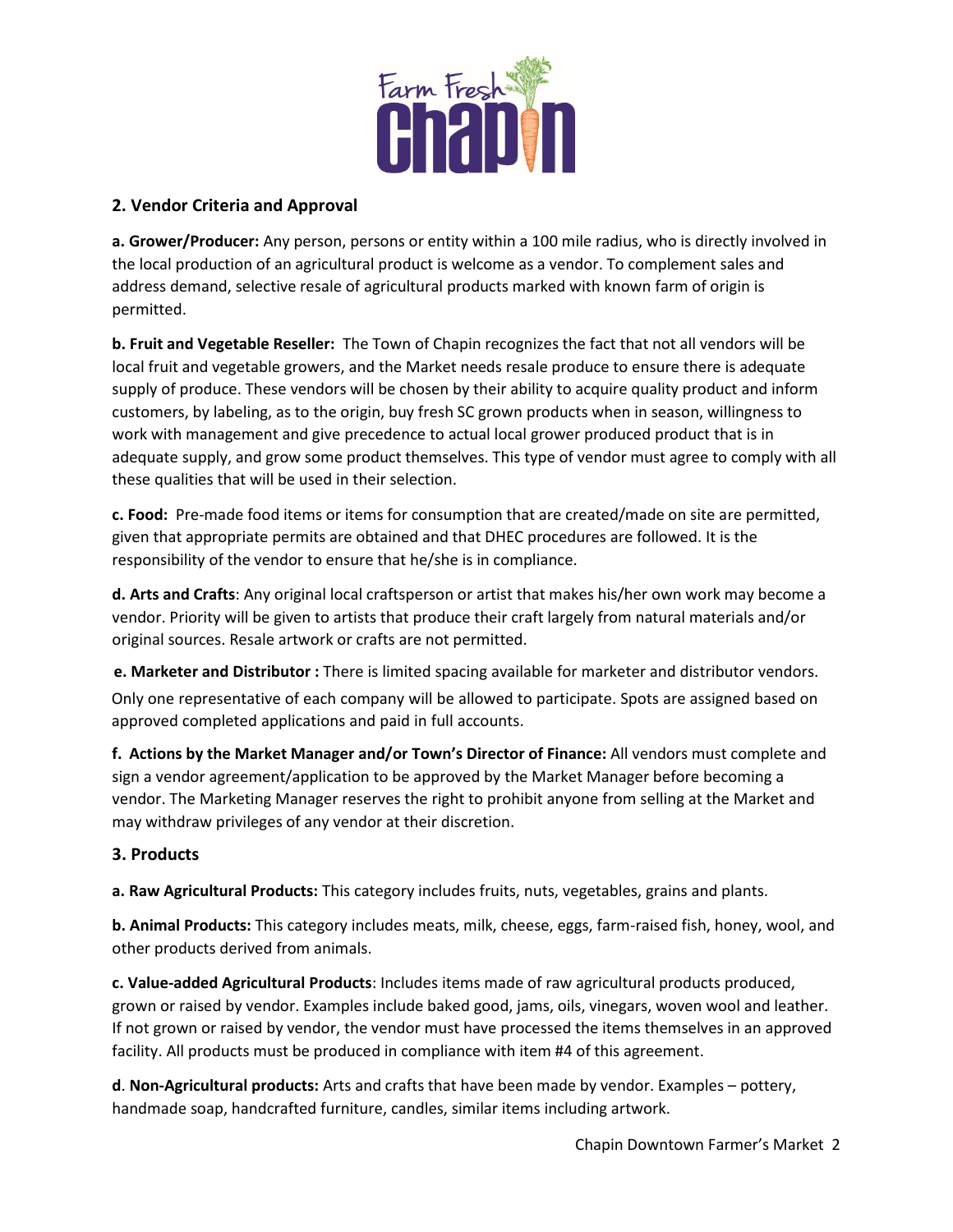## 2. Vendor Criteria and Approval

**a. Grower/Producer:** Any person, persons or entity within a 100 mile radius, who is directly involved in the local production of an agricultural product is welcome as a vendor. To complement sales and address demand, selective resale of agricultural products marked with known farm of origin is permitted.

**b. Fruit and Vegetable Reseller:** The Town of Chapin recognizes the fact that not all vendors will be local fruit and vegetable growers, and the Market needs resale produce to ensure there is adequate supply of produce. These vendors will be chosen by their ability to acquire quality product and inform customers, by labeling, as to the origin, buy fresh SC grown products when in season, willingness to work with management and give precedence to actual local grower produced product that is in adequate supply, and grow some product themselves. This type of vendor must agree to comply with all these qualities that will be used in their selection.

**c. Food:** Pre-made food items or items for consumption that are created/made on site are permitted, given that appropriate permits are obtained and that DHEC procedures are followed. It is the responsibility of the vendor to ensure that he/she is in compliance.

**d. Arts and Crafts**: Any original local craftsperson or artist that makes his/her own work may become a vendor. Priority will be given to artists that produce their craft largely from natural materials and/or original sources. Resale artwork or crafts are not permitted.

**e. Marketer and Distributor :** There is limited spacing available for marketer and distributor vendors. Only one representative of each company will be allowed to participate. Spots are assigned based on approved completed applications and paid in full accounts.

**f. Actions by the Market Manager and/or Town's Director of Finance:** All vendors must complete and sign a vendor agreement/application to be approved by the Market Manager before becoming a vendor. The Marketing Manager reserves the right to prohibit anyone from selling at the Market and may withdraw privileges of any vendor at their discretion.

## 3. Products

**a. Raw Agricultural Products:** This category includes fruits, nuts, vegetables, grains and plants.

**b. Animal Products:** This category includes meats, milk, cheese, eggs, farm-raised fish, honey, wool, and other products derived from animals.

**c. Value-added Agricultural Products**: Includes items made of raw agricultural products produced, grown or raised by vendor. Examples include baked good, jams, oils, vinegars, woven wool and leather. If not grown or raised by vendor, the vendor must have processed the items themselves in an approved facility. All products must be produced in compliance with item #4 of this agreement.

**d**. **Non-Agricultural products:** Arts and crafts that have been made by vendor. Examples – pottery, handmade soap, handcrafted furniture, candles, similar items including artwork.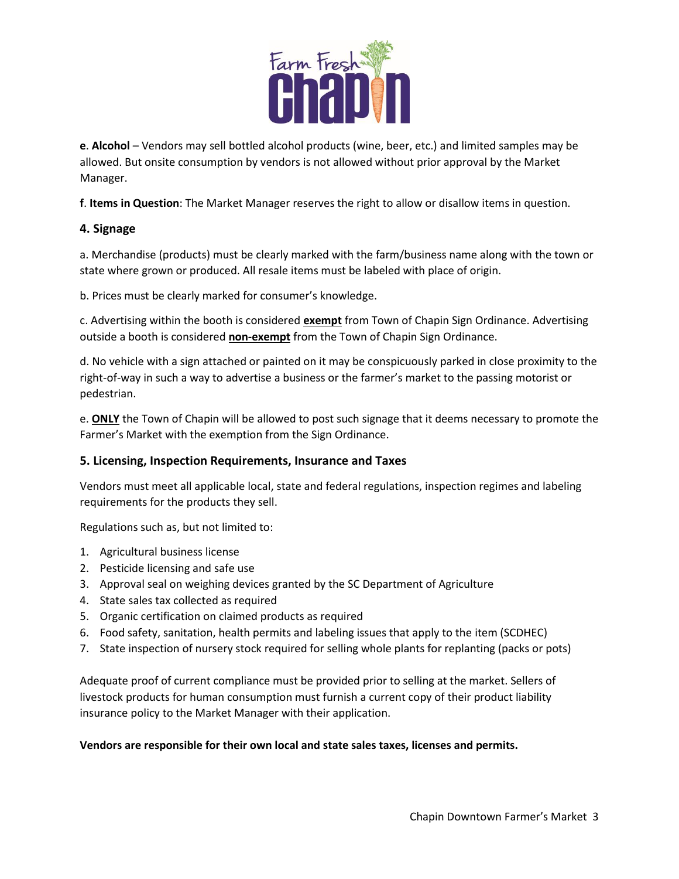**e**. **Alcohol** – Vendors may sell bottled alcohol products (wine, beer, etc.) and limited samples may be allowed. But onsite consumption by vendors is not allowed without prior approval by the Market Manager.

**f**. **Items in Question**: The Market Manager reserves the right to allow or disallow items in question.

### 4. Signage

a. Merchandise (products) must be clearly marked with the farm/business name along with the town or state where grown or produced. All resale items must be labeled with place of origin.

b. Prices must be clearly marked for consumer's knowledge.

c. Advertising within the booth is considered **exempt** from Town of Chapin Sign Ordinance. Advertising outside a booth is considered **non-exempt** from the Town of Chapin Sign Ordinance.

d. No vehicle with a sign attached or painted on it may be conspicuously parked in close proximity to the right-of-way in such a way to advertise a business or the farmer's market to the passing motorist or pedestrian.

e. **ONLY** the Town of Chapin will be allowed to post such signage that it deems necessary to promote the Farmer's Market with the exemption from the Sign Ordinance.

### 5. Licensing, Inspection Requirements, Insurance and Taxes

Vendors must meet all applicable local, state and federal regulations, inspection regimes and labeling requirements for the products they sell.

Regulations such as, but not limited to:

1. Agricultural business license
2. Pesticide licensing and safe use
3. Approval seal on weighing devices granted by the SC Department of Agriculture
4. State sales tax collected as required
5. Organic certification on claimed products as required
6. Food safety, sanitation, health permits and labeling issues that apply to the item (SCDHEC)
7. State inspection of nursery stock required for selling whole plants for replanting (packs or pots)

Adequate proof of current compliance must be provided prior to selling at the market. Sellers of livestock products for human consumption must furnish a current copy of their product liability insurance policy to the Market Manager with their application.

**Vendors are responsible for their own local and state sales taxes, licenses and permits.**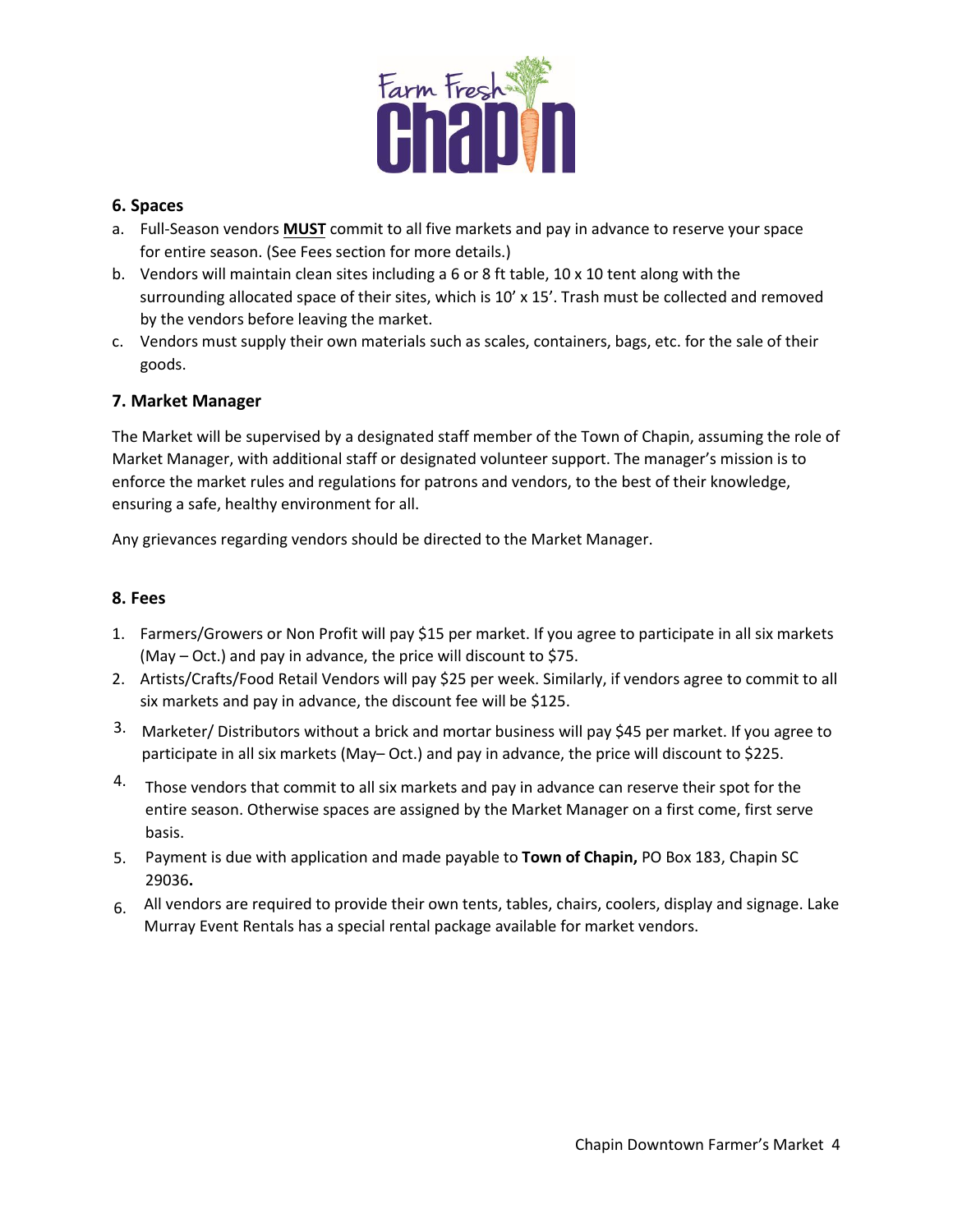## 6. Spaces

a. Full-Season vendors **MUST** commit to all five markets and pay in advance to reserve your space for entire season. (See Fees section for more details.)

b. Vendors will maintain clean sites including a 6 or 8 ft table, 10 x 10 tent along with the surrounding allocated space of their sites, which is 10' x 15'. Trash must be collected and removed by the vendors before leaving the market.

c. Vendors must supply their own materials such as scales, containers, bags, etc. for the sale of their goods.

## 7. Market Manager

The Market will be supervised by a designated staff member of the Town of Chapin, assuming the role of Market Manager, with additional staff or designated volunteer support. The manager's mission is to enforce the market rules and regulations for patrons and vendors, to the best of their knowledge, ensuring a safe, healthy environment for all.

Any grievances regarding vendors should be directed to the Market Manager.

## 8. Fees

1. Farmers/Growers or Non Profit will pay $15 per market. If you agree to participate in all six markets (May – Oct.) and pay in advance, the price will discount to $75.
2. Artists/Crafts/Food Retail Vendors will pay $25 per week. Similarly, if vendors agree to commit to all six markets and pay in advance, the discount fee will be $125.
3. Marketer/ Distributors without a brick and mortar business will pay $45 per market. If you agree to participate in all six markets (May– Oct.) and pay in advance, the price will discount to $225.
4. Those vendors that commit to all six markets and pay in advance can reserve their spot for the entire season. Otherwise spaces are assigned by the Market Manager on a first come, first serve basis.
5. Payment is due with application and made payable to **Town of Chapin,** PO Box 183, Chapin SC 29036**.**
6. All vendors are required to provide their own tents, tables, chairs, coolers, display and signage. Lake Murray Event Rentals has a special rental package available for market vendors.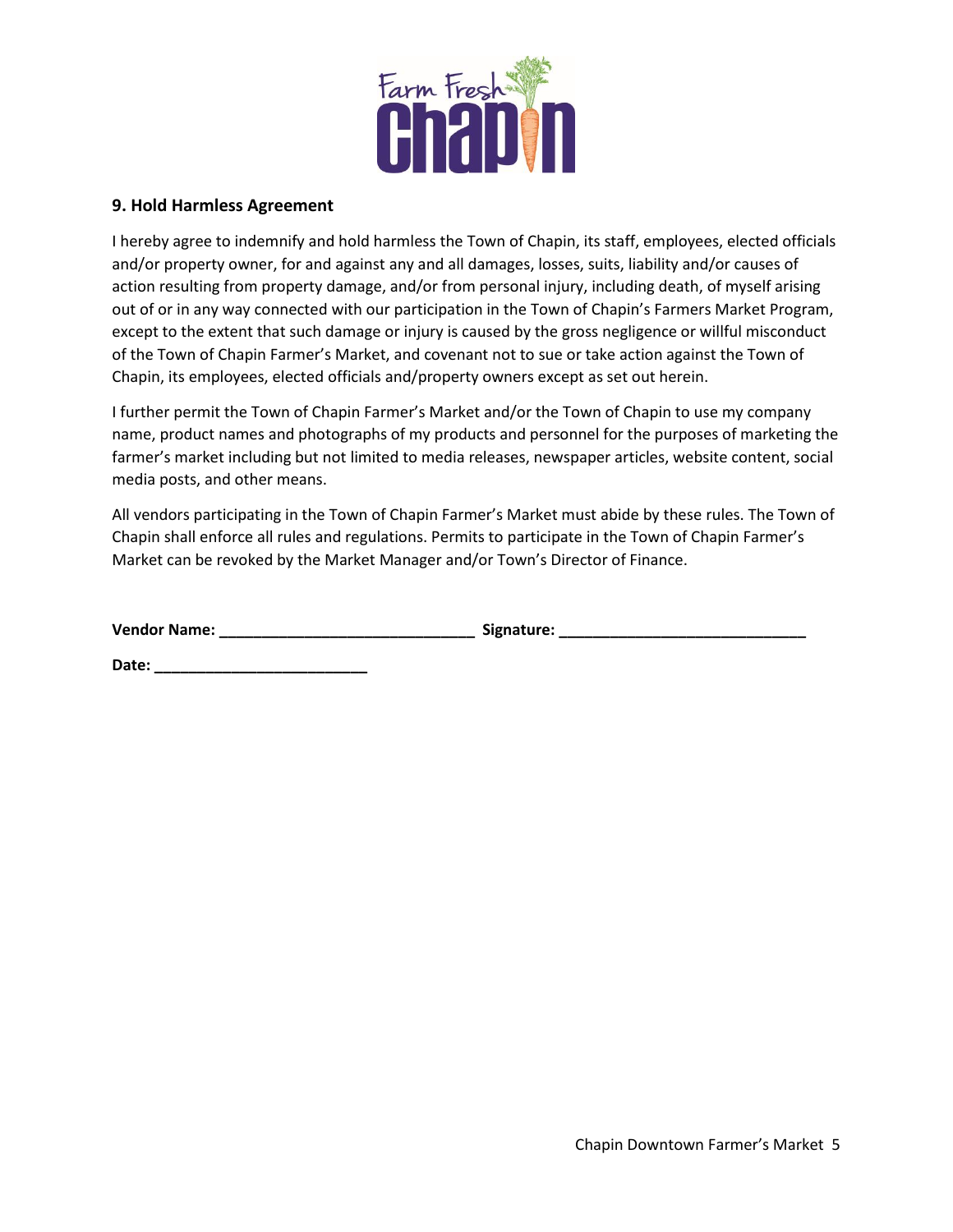## 9. Hold Harmless Agreement

I hereby agree to indemnify and hold harmless the Town of Chapin, its staff, employees, elected officials and/or property owner, for and against any and all damages, losses, suits, liability and/or causes of action resulting from property damage, and/or from personal injury, including death, of myself arising out of or in any way connected with our participation in the Town of Chapin's Farmers Market Program, except to the extent that such damage or injury is caused by the gross negligence or willful misconduct of the Town of Chapin Farmer's Market, and covenant not to sue or take action against the Town of Chapin, its employees, elected officials and/property owners except as set out herein.

I further permit the Town of Chapin Farmer's Market and/or the Town of Chapin to use my company name, product names and photographs of my products and personnel for the purposes of marketing the farmer's market including but not limited to media releases, newspaper articles, website content, social media posts, and other means.

All vendors participating in the Town of Chapin Farmer's Market must abide by these rules. The Town of Chapin shall enforce all rules and regulations. Permits to participate in the Town of Chapin Farmer's Market can be revoked by the Market Manager and/or Town's Director of Finance.

**Vendor Name: ______________________________ Signature: _____________________________**

**Date: _________________________**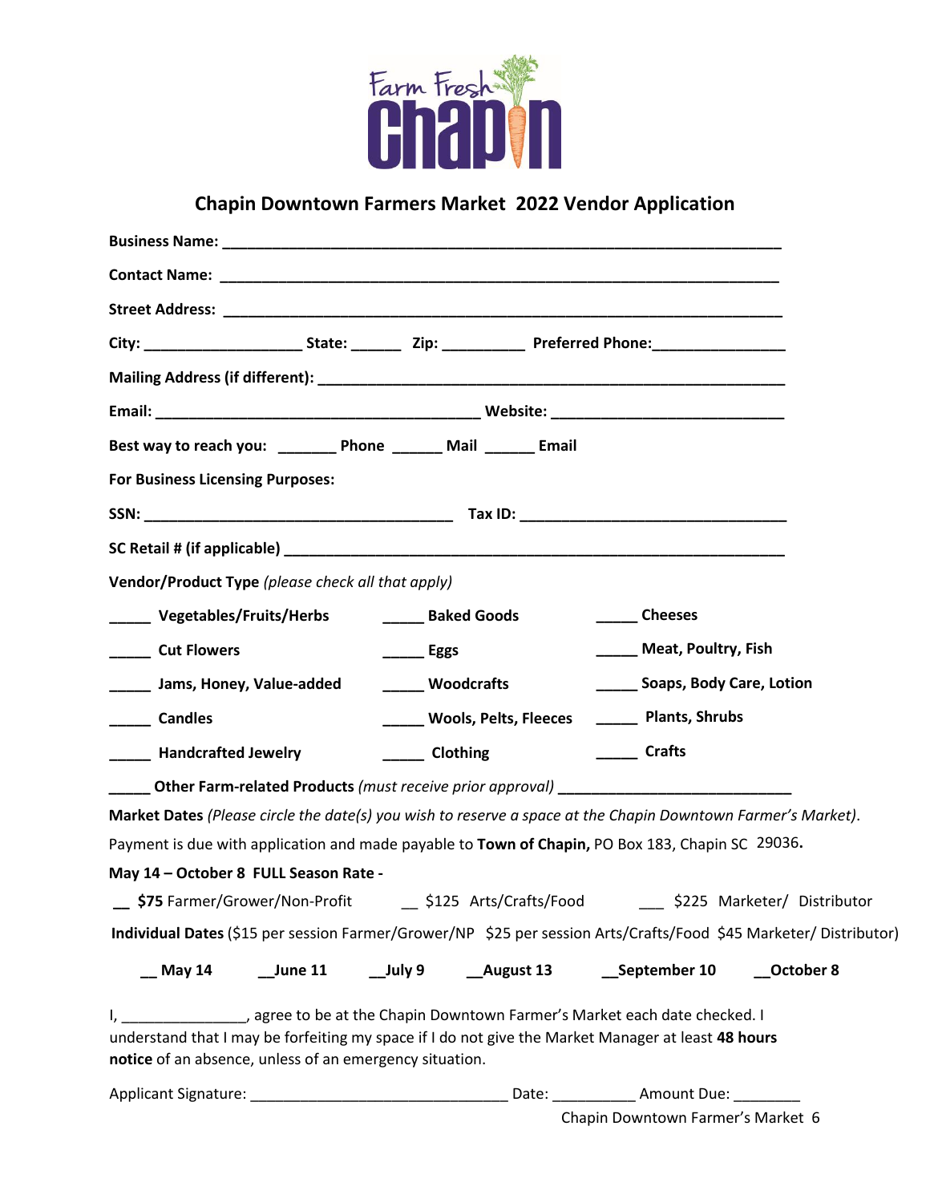# Chapin Downtown Farmers Market 2022 Vendor Application

**Business Name:** ___________________________________________________________________

**Contact Name:** ___________________________________________________________________

**Street Address:** ___________________________________________________________________

**City:** __________________ **State:** ______ **Zip:** __________ **Preferred Phone:**________________

**Mailing Address (if different):** ______________________________________________________

**Email:** ______________________________________ **Website:** ____________________________

**Best way to reach you:** _______ **Phone** ______ **Mail** ______ **Email**

**For Business Licensing Purposes:**

**SSN:** _____________________________________ **Tax ID:** ________________________________

**SC Retail # (if applicable)** ______________________________________________________________

**Vendor/Product Type** *(please check all that apply)*

_____ **Vegetables/Fruits/Herbs** _____ **Baked Goods** _____ **Cheeses**

_____ **Cut Flowers** _____ **Eggs** _____ **Meat, Poultry, Fish**

_____ **Jams, Honey, Value-added** _____ **Woodcrafts** _____ **Soaps, Body Care, Lotion**

_____ **Candles** _____ **Wools, Pelts, Fleeces** _____ **Plants, Shrubs**

_____ **Handcrafted Jewelry** _____ **Clothing** _____ **Crafts**

_____ **Other Farm-related Products** *(must receive prior approval)* ___________________________

**Market Dates** *(Please circle the date(s) you wish to reserve a space at the Chapin Downtown Farmer's Market)*.

Payment is due with application and made payable to **Town of Chapin,** PO Box 183, Chapin SC 29036**.**

**May 14 – October 8 FULL Season Rate -**

__ **$75** Farmer/Grower/Non-Profit __ $125 Arts/Crafts/Food ___ $225 Marketer/ Distributor

**Individual Dates** ($15 per session Farmer/Grower/NP $25 per session Arts/Crafts/Food $45 Marketer/ Distributor)

__ **May 14** __**June 11** __**July 9** __**August 13** __**September 10** __**October 8**

I, ______________, agree to be at the Chapin Downtown Farmer's Market each date checked. I understand that I may be forfeiting my space if I do not give the Market Manager at least **48 hours notice** of an absence, unless of an emergency situation.

Applicant Signature: _______________________________ Date: __________ Amount Due: ________